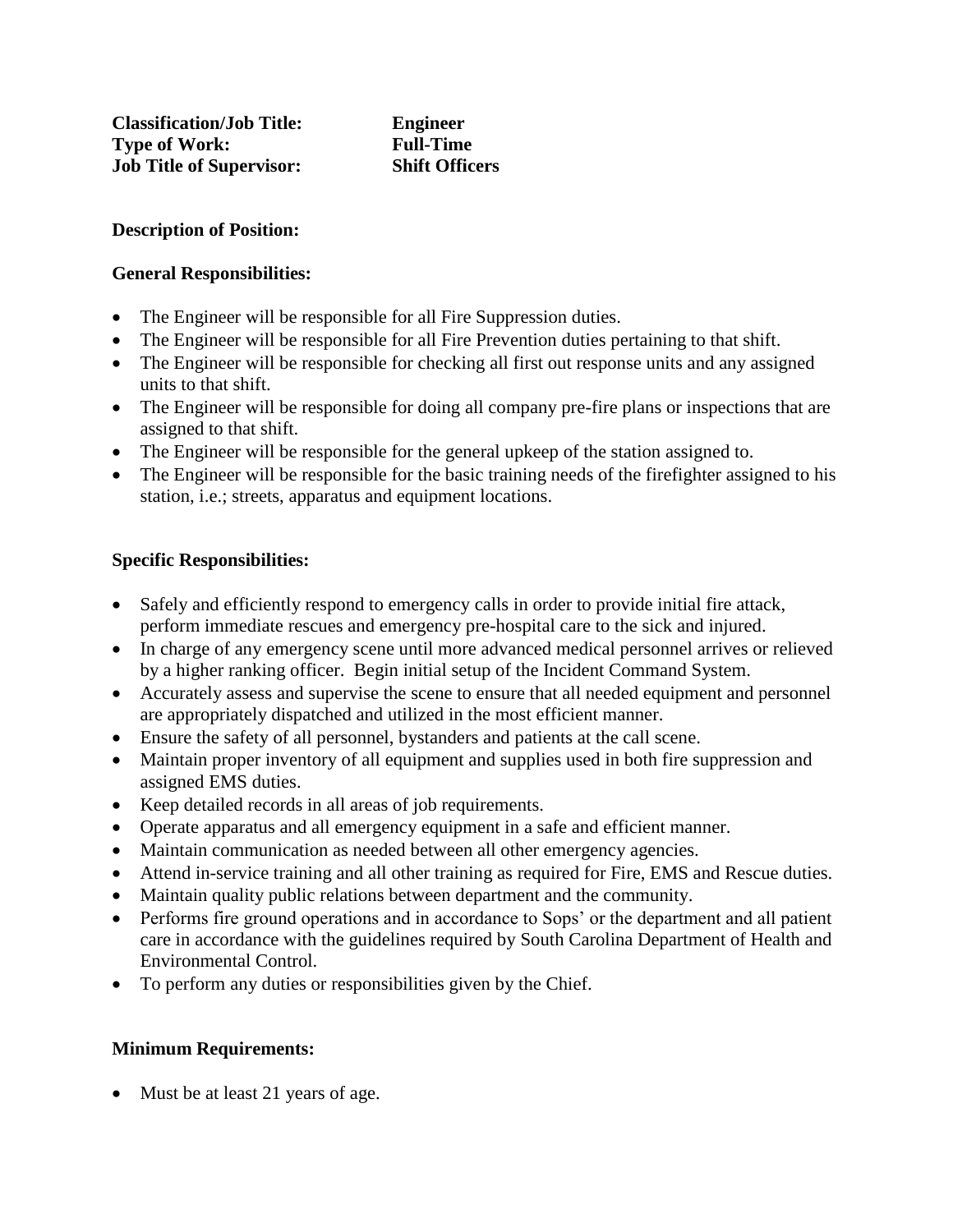**Classification/Job Title:** **Engineer**
**Type of Work:** **Full-Time**
**Job Title of Supervisor:** **Shift Officers**

**Description of Position:**

**General Responsibilities:**

- The Engineer will be responsible for all Fire Suppression duties.
- The Engineer will be responsible for all Fire Prevention duties pertaining to that shift.
- The Engineer will be responsible for checking all first out response units and any assigned units to that shift.
- The Engineer will be responsible for doing all company pre-fire plans or inspections that are assigned to that shift.
- The Engineer will be responsible for the general upkeep of the station assigned to.
- The Engineer will be responsible for the basic training needs of the firefighter assigned to his station, i.e.; streets, apparatus and equipment locations.

**Specific Responsibilities:**

- Safely and efficiently respond to emergency calls in order to provide initial fire attack, perform immediate rescues and emergency pre-hospital care to the sick and injured.
- In charge of any emergency scene until more advanced medical personnel arrives or relieved by a higher ranking officer. Begin initial setup of the Incident Command System.
- Accurately assess and supervise the scene to ensure that all needed equipment and personnel are appropriately dispatched and utilized in the most efficient manner.
- Ensure the safety of all personnel, bystanders and patients at the call scene.
- Maintain proper inventory of all equipment and supplies used in both fire suppression and assigned EMS duties.
- Keep detailed records in all areas of job requirements.
- Operate apparatus and all emergency equipment in a safe and efficient manner.
- Maintain communication as needed between all other emergency agencies.
- Attend in-service training and all other training as required for Fire, EMS and Rescue duties.
- Maintain quality public relations between department and the community.
- Performs fire ground operations and in accordance to Sops' or the department and all patient care in accordance with the guidelines required by South Carolina Department of Health and Environmental Control.
- To perform any duties or responsibilities given by the Chief.

**Minimum Requirements:**

- Must be at least 21 years of age.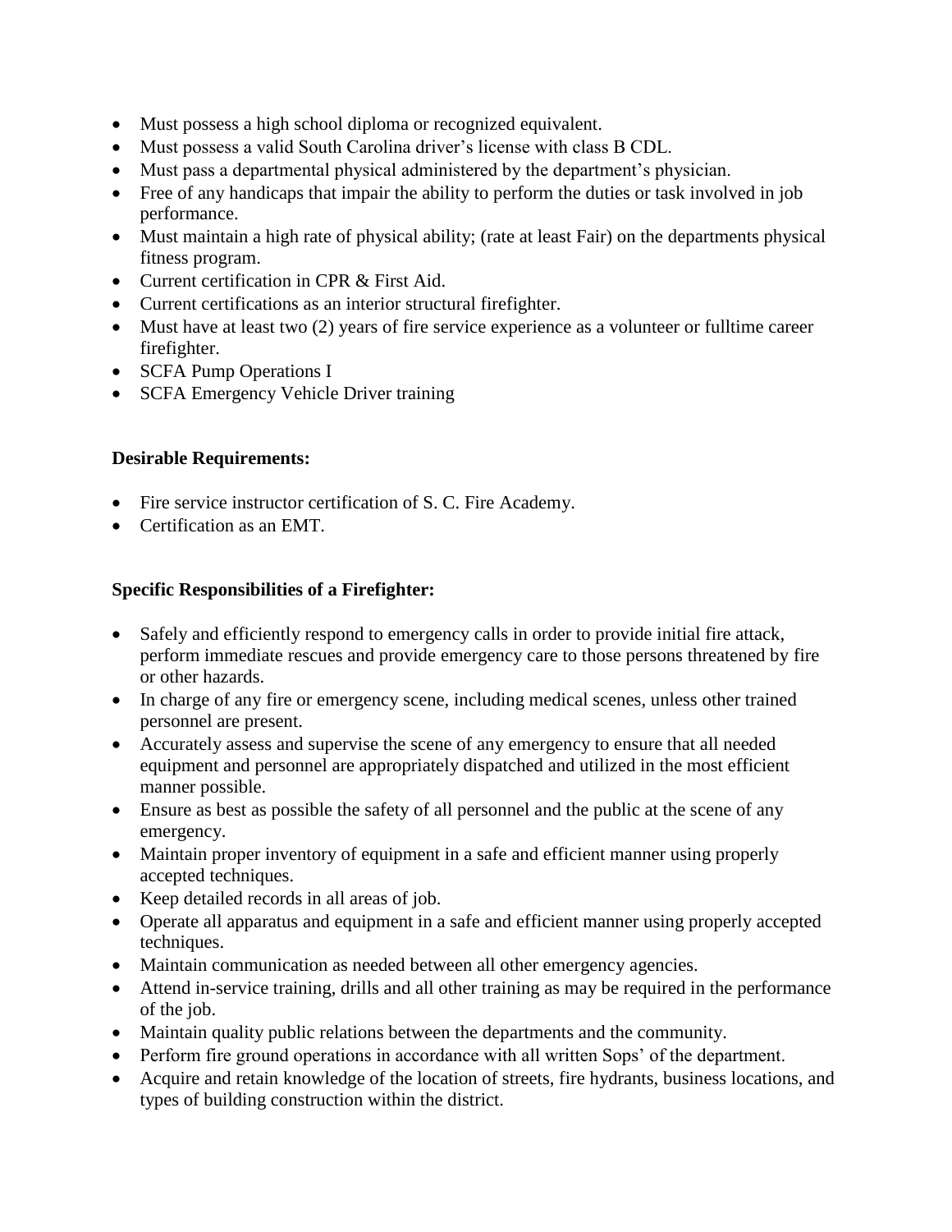- Must possess a high school diploma or recognized equivalent.
- Must possess a valid South Carolina driver's license with class B CDL.
- Must pass a departmental physical administered by the department's physician.
- Free of any handicaps that impair the ability to perform the duties or task involved in job performance.
- Must maintain a high rate of physical ability; (rate at least Fair) on the departments physical fitness program.
- Current certification in CPR & First Aid.
- Current certifications as an interior structural firefighter.
- Must have at least two (2) years of fire service experience as a volunteer or fulltime career firefighter.
- SCFA Pump Operations I
- SCFA Emergency Vehicle Driver training

**Desirable Requirements:**

- Fire service instructor certification of S. C. Fire Academy.
- Certification as an EMT.

**Specific Responsibilities of a Firefighter:**

- Safely and efficiently respond to emergency calls in order to provide initial fire attack, perform immediate rescues and provide emergency care to those persons threatened by fire or other hazards.
- In charge of any fire or emergency scene, including medical scenes, unless other trained personnel are present.
- Accurately assess and supervise the scene of any emergency to ensure that all needed equipment and personnel are appropriately dispatched and utilized in the most efficient manner possible.
- Ensure as best as possible the safety of all personnel and the public at the scene of any emergency.
- Maintain proper inventory of equipment in a safe and efficient manner using properly accepted techniques.
- Keep detailed records in all areas of job.
- Operate all apparatus and equipment in a safe and efficient manner using properly accepted techniques.
- Maintain communication as needed between all other emergency agencies.
- Attend in-service training, drills and all other training as may be required in the performance of the job.
- Maintain quality public relations between the departments and the community.
- Perform fire ground operations in accordance with all written Sops' of the department.
- Acquire and retain knowledge of the location of streets, fire hydrants, business locations, and types of building construction within the district.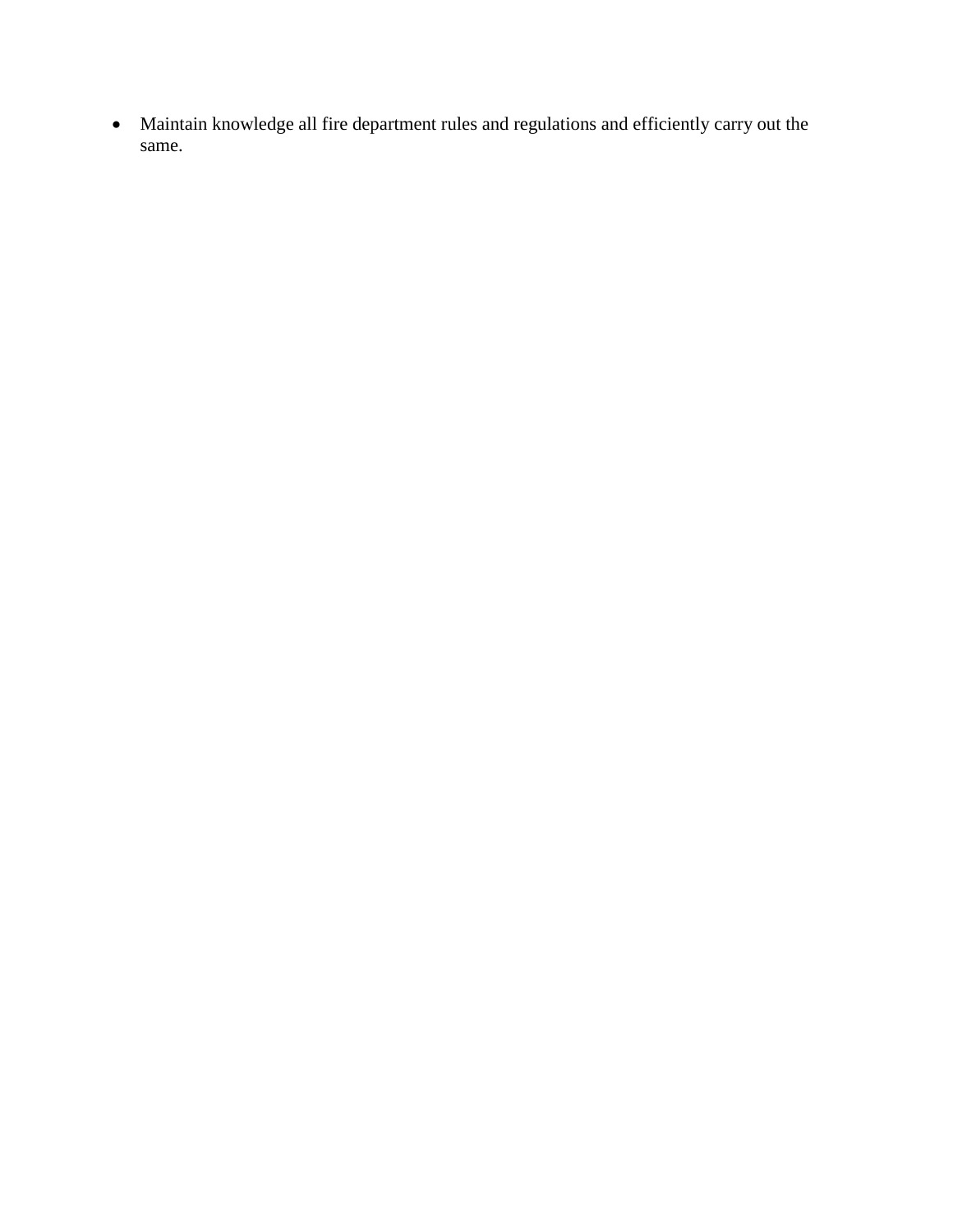- Maintain knowledge all fire department rules and regulations and efficiently carry out the same.